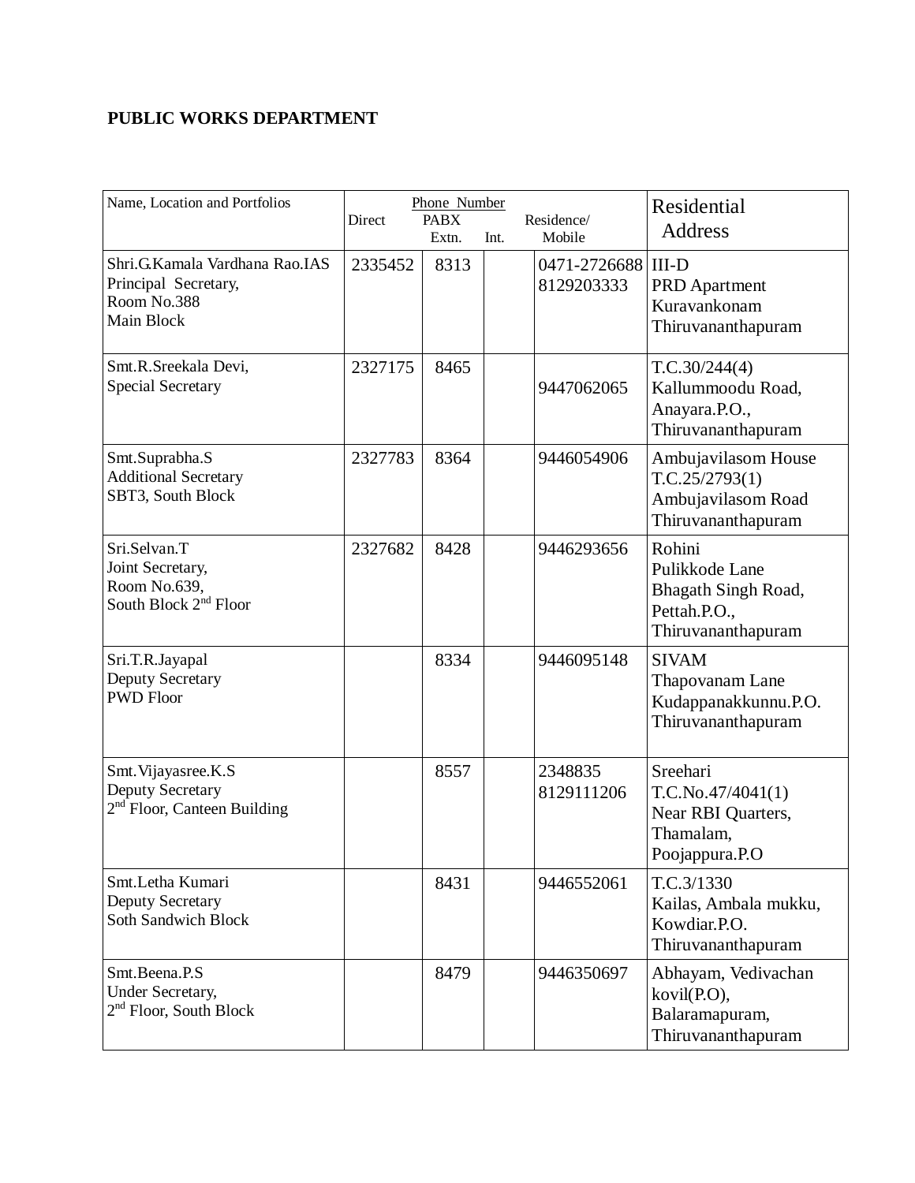**PUBLIC WORKS DEPARTMENT**

| Name, Location and Portfolios | Phone Number Direct | PABX Extn. | Int. | Residence/ Mobile | Residential Address |
|---|---|---|---|---|---|
| Shri.G.Kamala Vardhana Rao.IAS<br>Principal Secretary,<br>Room No.388<br>Main Block | 2335452 | 8313 | | 0471-2726688<br>8129203333 | III-D<br>PRD Apartment<br>Kuravankonam<br>Thiruvananthapuram |
| Smt.R.Sreekala Devi,<br>Special Secretary | 2327175 | 8465 | | 9447062065 | T.C.30/244(4)<br>Kallummoodu Road,<br>Anayara.P.O.,<br>Thiruvananthapuram |
| Smt.Suprabha.S<br>Additional Secretary<br>SBT3, South Block | 2327783 | 8364 | | 9446054906 | Ambujavilasom House<br>T.C.25/2793(1)<br>Ambujavilasom Road<br>Thiruvananthapuram |
| Sri.Selvan.T<br>Joint Secretary,<br>Room No.639,<br>South Block 2nd Floor | 2327682 | 8428 | | 9446293656 | Rohini<br>Pulikkode Lane<br>Bhagath Singh Road,<br>Pettah.P.O.,<br>Thiruvananthapuram |
| Sri.T.R.Jayapal<br>Deputy Secretary<br>PWD Floor | | 8334 | | 9446095148 | SIVAM<br>Thapovanam Lane<br>Kudappanakkunnu.P.O.<br>Thiruvananthapuram |
| Smt.Vijayasree.K.S<br>Deputy Secretary<br>2nd Floor, Canteen Building | | 8557 | | 2348835<br>8129111206 | Sreehari<br>T.C.No.47/4041(1)<br>Near RBI Quarters,<br>Thamalam,<br>Poojappura.P.O |
| Smt.Letha Kumari<br>Deputy Secretary<br>Soth Sandwich Block | | 8431 | | 9446552061 | T.C.3/1330<br>Kailas, Ambala mukku,<br>Kowdiar.P.O.<br>Thiruvananthapuram |
| Smt.Beena.P.S<br>Under Secretary,<br>2nd Floor, South Block | | 8479 | | 9446350697 | Abhayam, Vedivachan kovil(P.O),<br>Balaramapuram,<br>Thiruvananthapuram |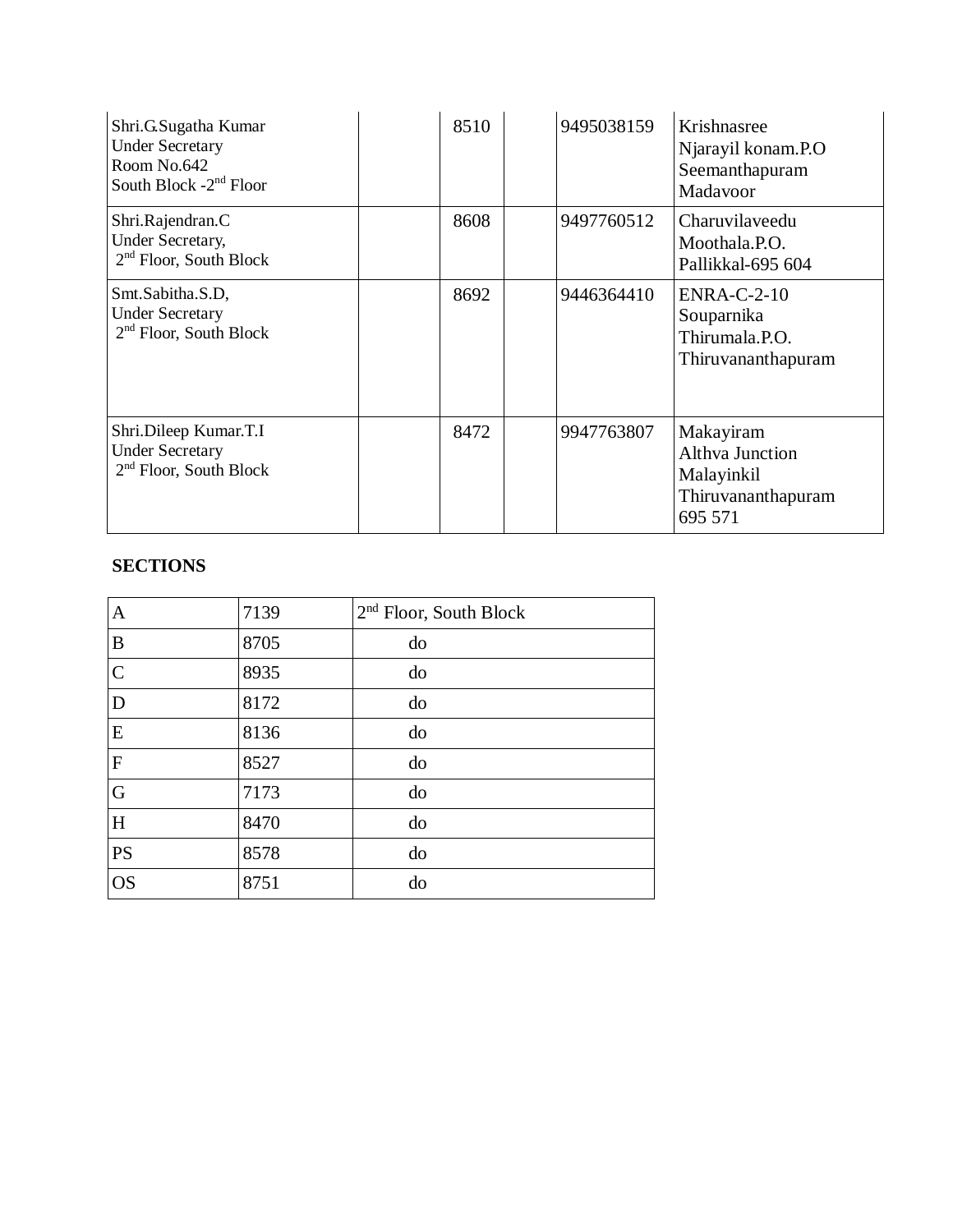| | | | | | |
|---|---|---|---|---|---|
| Shri.G.Sugatha Kumar<br>Under Secretary<br>Room No.642<br>South Block -2nd Floor | | 8510 | | 9495038159 | Krishnasree<br>Njarayil konam.P.O<br>Seemanthapuram<br>Madavoor |
| Shri.Rajendran.C<br>Under Secretary,<br>2nd Floor, South Block | | 8608 | | 9497760512 | Charuvilaveedu<br>Moothala.P.O.<br>Pallikkal-695 604 |
| Smt.Sabitha.S.D,<br>Under Secretary<br>2nd Floor, South Block | | 8692 | | 9446364410 | ENRA-C-2-10<br>Souparnika<br>Thirumala.P.O.<br>Thiruvananthapuram |
| Shri.Dileep Kumar.T.I<br>Under Secretary<br>2nd Floor, South Block | | 8472 | | 9947763807 | Makayiram<br>Althva Junction<br>Malayinkil<br>Thiruvananthapuram<br>695 571 |

**SECTIONS**

| | | |
|---|---|---|
| A | 7139 | 2nd Floor, South Block |
| B | 8705 | do |
| C | 8935 | do |
| D | 8172 | do |
| E | 8136 | do |
| F | 8527 | do |
| G | 7173 | do |
| H | 8470 | do |
| PS | 8578 | do |
| OS | 8751 | do |